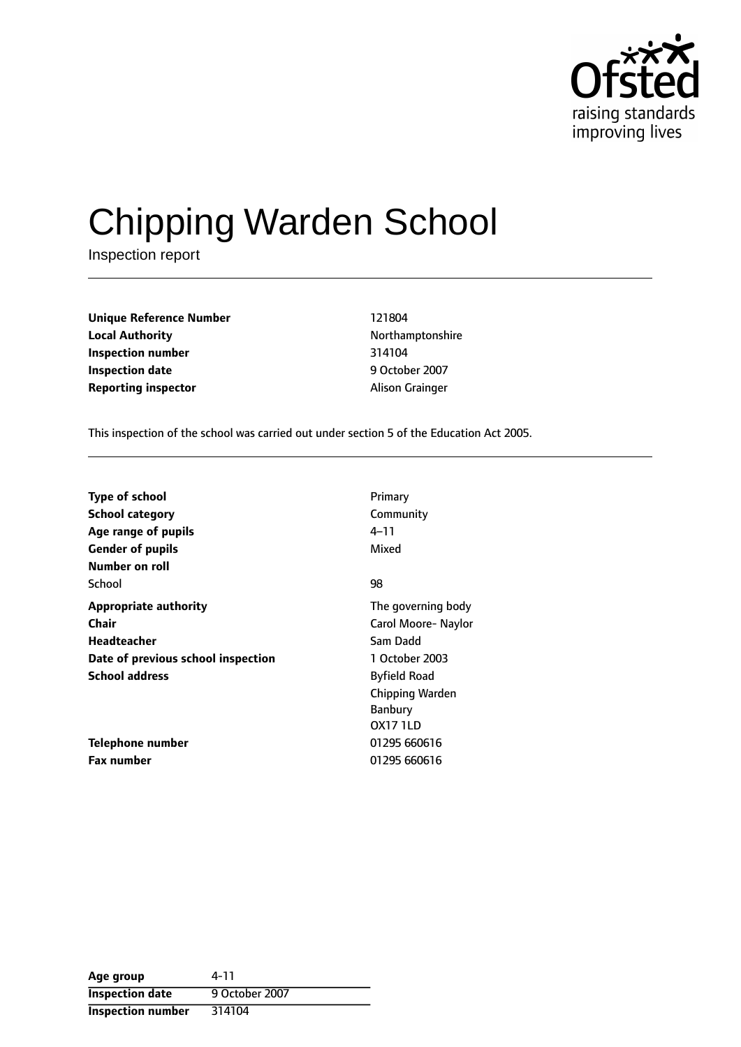# Chipping Warden School

Inspection report

| | |
|---|---|
| **Unique Reference Number** | 121804 |
| **Local Authority** | Northamptonshire |
| **Inspection number** | 314104 |
| **Inspection date** | 9 October 2007 |
| **Reporting inspector** | Alison Grainger |

This inspection of the school was carried out under section 5 of the Education Act 2005.

| | |
|---|---|
| **Type of school** | Primary |
| **School category** | Community |
| **Age range of pupils** | 4–11 |
| **Gender of pupils** | Mixed |
| **Number on roll** | |
| School | 98 |
| **Appropriate authority** | The governing body |
| **Chair** | Carol Moore- Naylor |
| **Headteacher** | Sam Dadd |
| **Date of previous school inspection** | 1 October 2003 |
| **School address** | Byfield Road<br>Chipping Warden<br>Banbury<br>OX17 1LD |
| **Telephone number** | 01295 660616 |
| **Fax number** | 01295 660616 |

| | |
|---|---|
| **Age group** | 4-11 |
| **Inspection date** | 9 October 2007 |
| **Inspection number** | 314104 |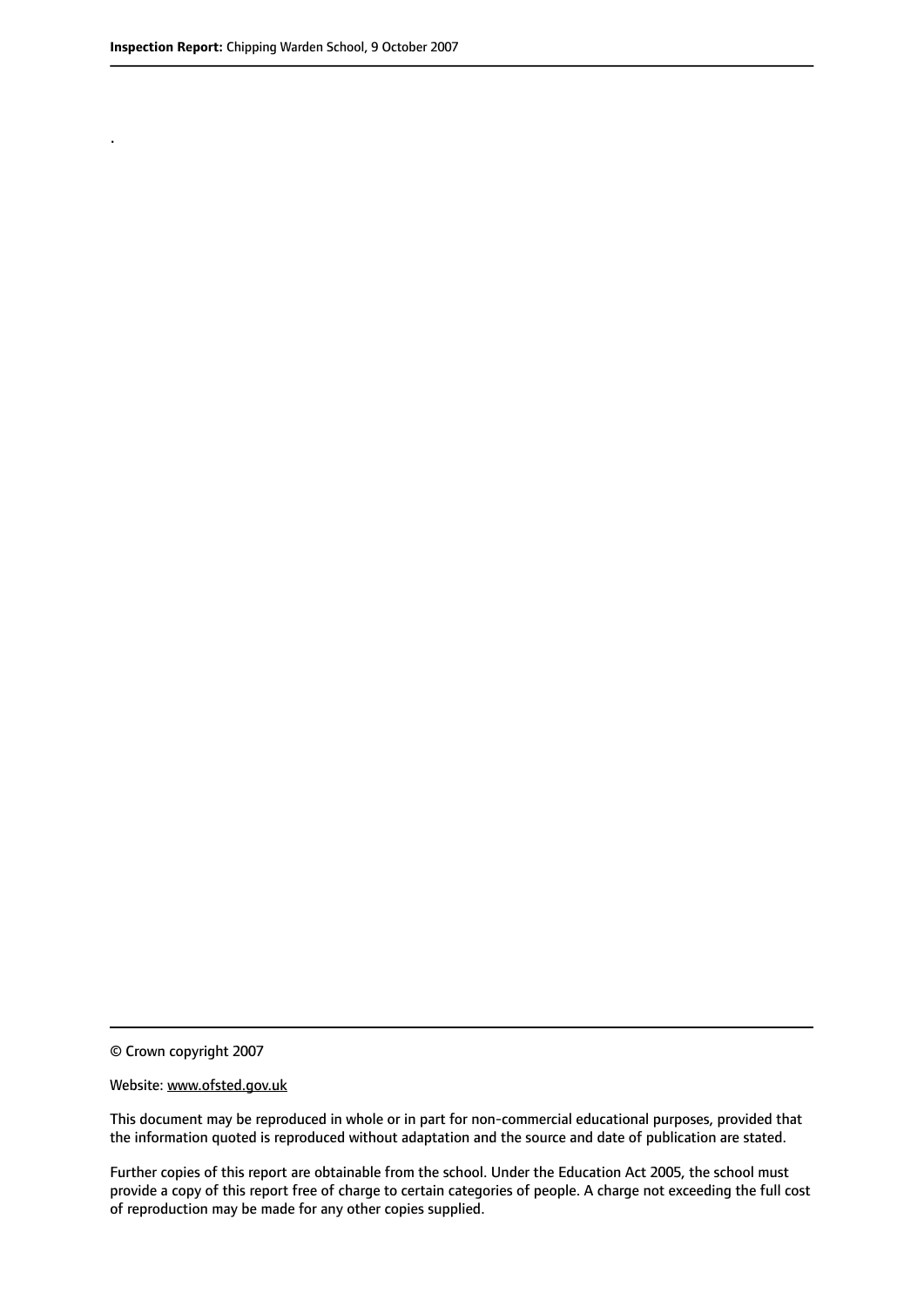.

© Crown copyright 2007

Website: www.ofsted.gov.uk

This document may be reproduced in whole or in part for non-commercial educational purposes, provided that the information quoted is reproduced without adaptation and the source and date of publication are stated.

Further copies of this report are obtainable from the school. Under the Education Act 2005, the school must provide a copy of this report free of charge to certain categories of people. A charge not exceeding the full cost of reproduction may be made for any other copies supplied.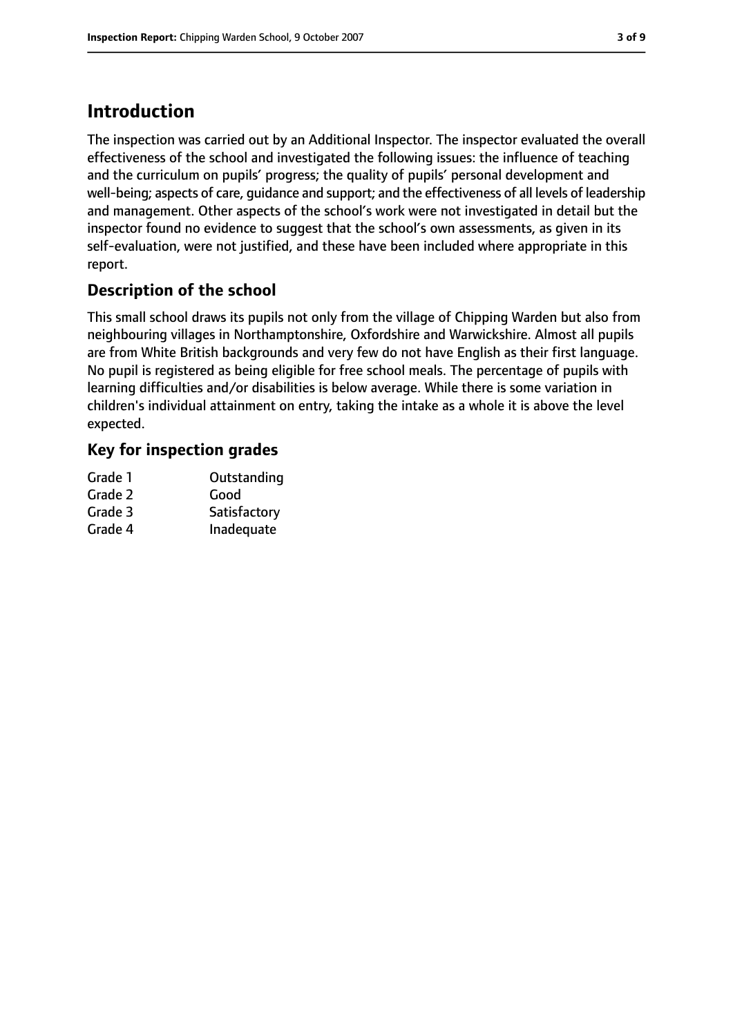## Introduction

The inspection was carried out by an Additional Inspector. The inspector evaluated the overall effectiveness of the school and investigated the following issues: the influence of teaching and the curriculum on pupils' progress; the quality of pupils' personal development and well-being; aspects of care, guidance and support; and the effectiveness of all levels of leadership and management. Other aspects of the school's work were not investigated in detail but the inspector found no evidence to suggest that the school's own assessments, as given in its self-evaluation, were not justified, and these have been included where appropriate in this report.

### Description of the school

This small school draws its pupils not only from the village of Chipping Warden but also from neighbouring villages in Northamptonshire, Oxfordshire and Warwickshire. Almost all pupils are from White British backgrounds and very few do not have English as their first language. No pupil is registered as being eligible for free school meals. The percentage of pupils with learning difficulties and/or disabilities is below average. While there is some variation in children's individual attainment on entry, taking the intake as a whole it is above the level expected.

### Key for inspection grades

| | |
|---|---|
| Grade 1 | Outstanding |
| Grade 2 | Good |
| Grade 3 | Satisfactory |
| Grade 4 | Inadequate |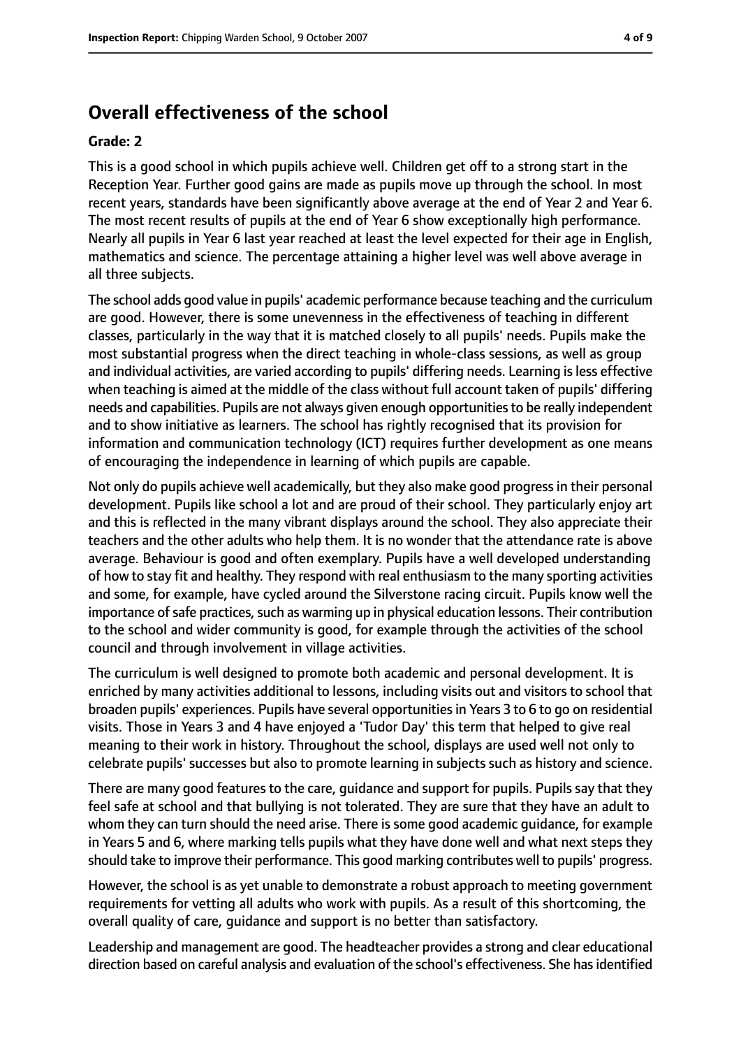## Overall effectiveness of the school

### Grade: 2

This is a good school in which pupils achieve well. Children get off to a strong start in the Reception Year. Further good gains are made as pupils move up through the school. In most recent years, standards have been significantly above average at the end of Year 2 and Year 6. The most recent results of pupils at the end of Year 6 show exceptionally high performance. Nearly all pupils in Year 6 last year reached at least the level expected for their age in English, mathematics and science. The percentage attaining a higher level was well above average in all three subjects.

The school adds good value in pupils' academic performance because teaching and the curriculum are good. However, there is some unevenness in the effectiveness of teaching in different classes, particularly in the way that it is matched closely to all pupils' needs. Pupils make the most substantial progress when the direct teaching in whole-class sessions, as well as group and individual activities, are varied according to pupils' differing needs. Learning is less effective when teaching is aimed at the middle of the class without full account taken of pupils' differing needs and capabilities. Pupils are not always given enough opportunities to be really independent and to show initiative as learners. The school has rightly recognised that its provision for information and communication technology (ICT) requires further development as one means of encouraging the independence in learning of which pupils are capable.

Not only do pupils achieve well academically, but they also make good progress in their personal development. Pupils like school a lot and are proud of their school. They particularly enjoy art and this is reflected in the many vibrant displays around the school. They also appreciate their teachers and the other adults who help them. It is no wonder that the attendance rate is above average. Behaviour is good and often exemplary. Pupils have a well developed understanding of how to stay fit and healthy. They respond with real enthusiasm to the many sporting activities and some, for example, have cycled around the Silverstone racing circuit. Pupils know well the importance of safe practices, such as warming up in physical education lessons. Their contribution to the school and wider community is good, for example through the activities of the school council and through involvement in village activities.

The curriculum is well designed to promote both academic and personal development. It is enriched by many activities additional to lessons, including visits out and visitors to school that broaden pupils' experiences. Pupils have several opportunities in Years 3 to 6 to go on residential visits. Those in Years 3 and 4 have enjoyed a 'Tudor Day' this term that helped to give real meaning to their work in history. Throughout the school, displays are used well not only to celebrate pupils' successes but also to promote learning in subjects such as history and science.

There are many good features to the care, guidance and support for pupils. Pupils say that they feel safe at school and that bullying is not tolerated. They are sure that they have an adult to whom they can turn should the need arise. There is some good academic guidance, for example in Years 5 and 6, where marking tells pupils what they have done well and what next steps they should take to improve their performance. This good marking contributes well to pupils' progress.

However, the school is as yet unable to demonstrate a robust approach to meeting government requirements for vetting all adults who work with pupils. As a result of this shortcoming, the overall quality of care, guidance and support is no better than satisfactory.

Leadership and management are good. The headteacher provides a strong and clear educational direction based on careful analysis and evaluation of the school's effectiveness. She has identified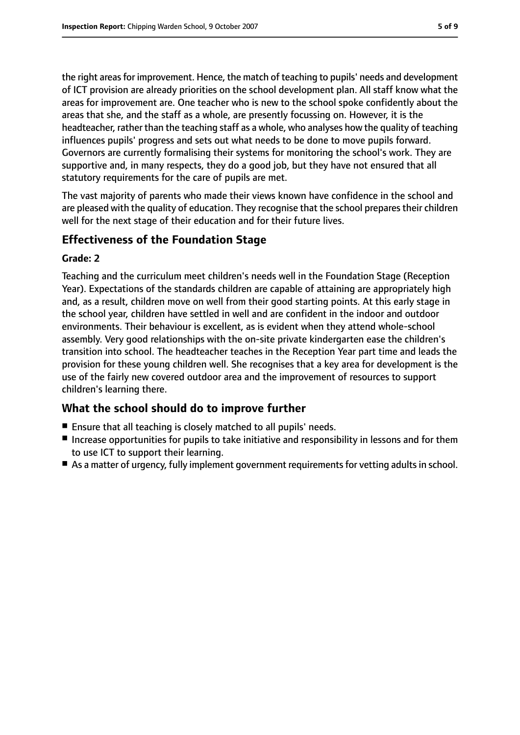the right areas for improvement. Hence, the match of teaching to pupils' needs and development of ICT provision are already priorities on the school development plan. All staff know what the areas for improvement are. One teacher who is new to the school spoke confidently about the areas that she, and the staff as a whole, are presently focussing on. However, it is the headteacher, rather than the teaching staff as a whole, who analyses how the quality of teaching influences pupils' progress and sets out what needs to be done to move pupils forward. Governors are currently formalising their systems for monitoring the school's work. They are supportive and, in many respects, they do a good job, but they have not ensured that all statutory requirements for the care of pupils are met.

The vast majority of parents who made their views known have confidence in the school and are pleased with the quality of education. They recognise that the school prepares their children well for the next stage of their education and for their future lives.

## Effectiveness of the Foundation Stage

**Grade: 2**

Teaching and the curriculum meet children's needs well in the Foundation Stage (Reception Year). Expectations of the standards children are capable of attaining are appropriately high and, as a result, children move on well from their good starting points. At this early stage in the school year, children have settled in well and are confident in the indoor and outdoor environments. Their behaviour is excellent, as is evident when they attend whole-school assembly. Very good relationships with the on-site private kindergarten ease the children's transition into school. The headteacher teaches in the Reception Year part time and leads the provision for these young children well. She recognises that a key area for development is the use of the fairly new covered outdoor area and the improvement of resources to support children's learning there.

## What the school should do to improve further

- Ensure that all teaching is closely matched to all pupils' needs.
- Increase opportunities for pupils to take initiative and responsibility in lessons and for them to use ICT to support their learning.
- As a matter of urgency, fully implement government requirements for vetting adults in school.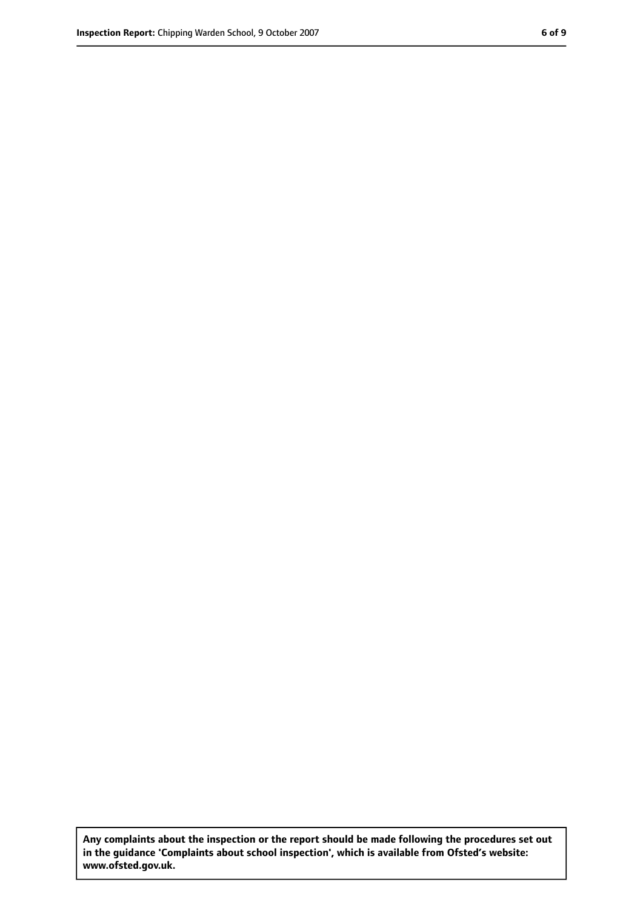**Any complaints about the inspection or the report should be made following the procedures set out in the guidance 'Complaints about school inspection', which is available from Ofsted's website: www.ofsted.gov.uk.**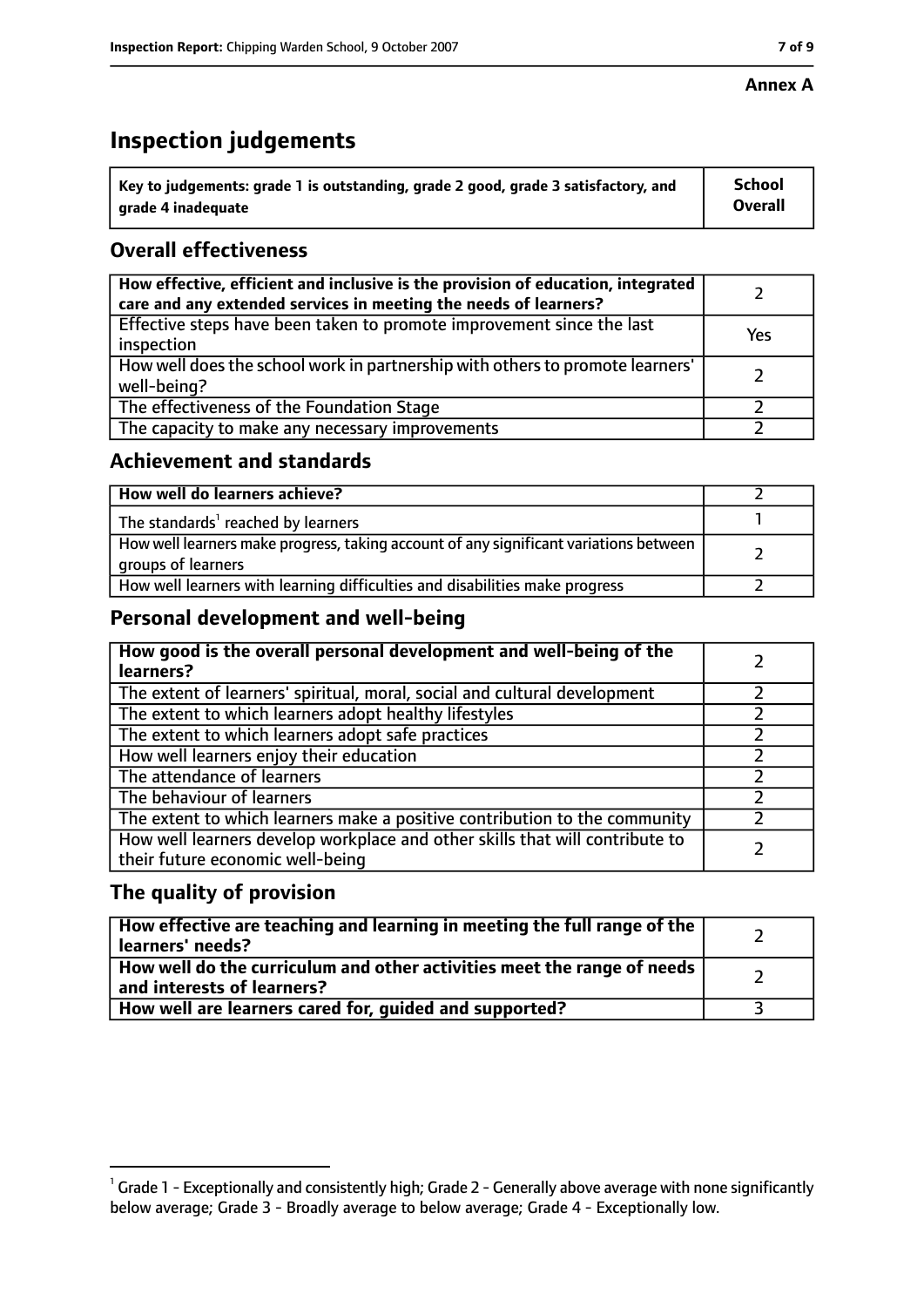**Annex A**

# Inspection judgements

| Key to judgements: grade 1 is outstanding, grade 2 good, grade 3 satisfactory, and grade 4 inadequate | School Overall |
| --- | --- |

## Overall effectiveness

| | |
| --- | --- |
| How effective, efficient and inclusive is the provision of education, integrated care and any extended services in meeting the needs of learners? | 2 |
| Effective steps have been taken to promote improvement since the last inspection | Yes |
| How well does the school work in partnership with others to promote learners' well-being? | 2 |
| The effectiveness of the Foundation Stage | 2 |
| The capacity to make any necessary improvements | 2 |

## Achievement and standards

| | |
| --- | --- |
| **How well do learners achieve?** | 2 |
| The standards[1] reached by learners | 1 |
| How well learners make progress, taking account of any significant variations between groups of learners | 2 |
| How well learners with learning difficulties and disabilities make progress | 2 |

## Personal development and well-being

| | |
| --- | --- |
| **How good is the overall personal development and well-being of the learners?** | 2 |
| The extent of learners' spiritual, moral, social and cultural development | 2 |
| The extent to which learners adopt healthy lifestyles | 2 |
| The extent to which learners adopt safe practices | 2 |
| How well learners enjoy their education | 2 |
| The attendance of learners | 2 |
| The behaviour of learners | 2 |
| The extent to which learners make a positive contribution to the community | 2 |
| How well learners develop workplace and other skills that will contribute to their future economic well-being | 2 |

## The quality of provision

| | |
| --- | --- |
| **How effective are teaching and learning in meeting the full range of the learners' needs?** | 2 |
| **How well do the curriculum and other activities meet the range of needs and interests of learners?** | 2 |
| **How well are learners cared for, guided and supported?** | 3 |

[1] Grade 1 - Exceptionally and consistently high; Grade 2 - Generally above average with none significantly below average; Grade 3 - Broadly average to below average; Grade 4 - Exceptionally low.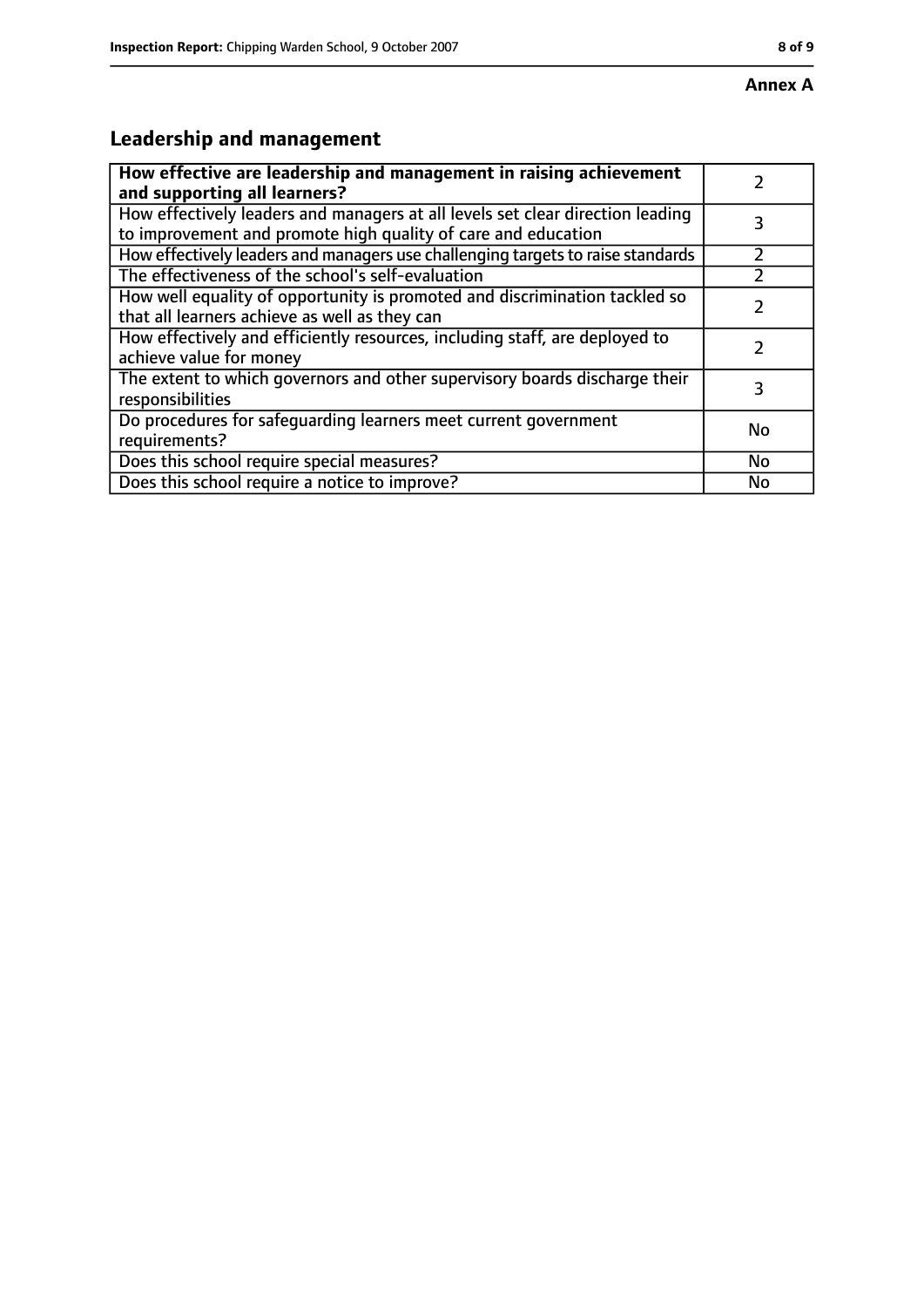**Annex A**

## Leadership and management

| How effective are leadership and management in raising achievement and supporting all learners? | 2 |
| --- | --- |
| How effectively leaders and managers at all levels set clear direction leading to improvement and promote high quality of care and education | 3 |
| How effectively leaders and managers use challenging targets to raise standards | 2 |
| The effectiveness of the school's self-evaluation | 2 |
| How well equality of opportunity is promoted and discrimination tackled so that all learners achieve as well as they can | 2 |
| How effectively and efficiently resources, including staff, are deployed to achieve value for money | 2 |
| The extent to which governors and other supervisory boards discharge their responsibilities | 3 |
| Do procedures for safeguarding learners meet current government requirements? | No |
| Does this school require special measures? | No |
| Does this school require a notice to improve? | No |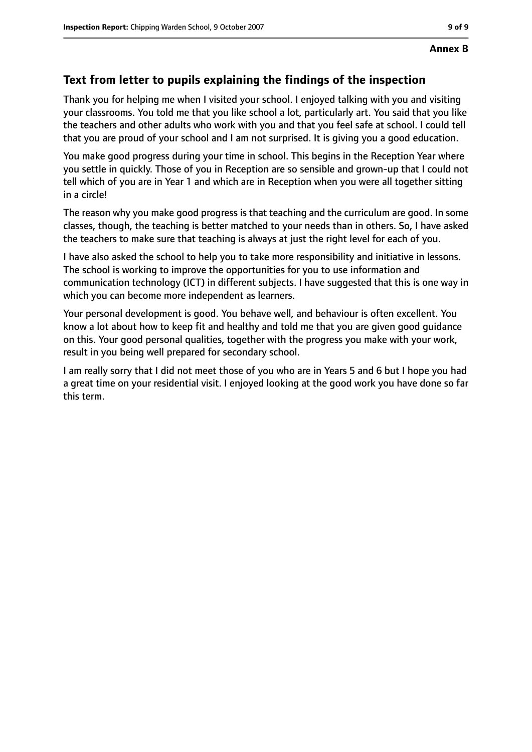**Annex B**

## Text from letter to pupils explaining the findings of the inspection

Thank you for helping me when I visited your school. I enjoyed talking with you and visiting your classrooms. You told me that you like school a lot, particularly art. You said that you like the teachers and other adults who work with you and that you feel safe at school. I could tell that you are proud of your school and I am not surprised. It is giving you a good education.

You make good progress during your time in school. This begins in the Reception Year where you settle in quickly. Those of you in Reception are so sensible and grown-up that I could not tell which of you are in Year 1 and which are in Reception when you were all together sitting in a circle!

The reason why you make good progress is that teaching and the curriculum are good. In some classes, though, the teaching is better matched to your needs than in others. So, I have asked the teachers to make sure that teaching is always at just the right level for each of you.

I have also asked the school to help you to take more responsibility and initiative in lessons. The school is working to improve the opportunities for you to use information and communication technology (ICT) in different subjects. I have suggested that this is one way in which you can become more independent as learners.

Your personal development is good. You behave well, and behaviour is often excellent. You know a lot about how to keep fit and healthy and told me that you are given good guidance on this. Your good personal qualities, together with the progress you make with your work, result in you being well prepared for secondary school.

I am really sorry that I did not meet those of you who are in Years 5 and 6 but I hope you had a great time on your residential visit. I enjoyed looking at the good work you have done so far this term.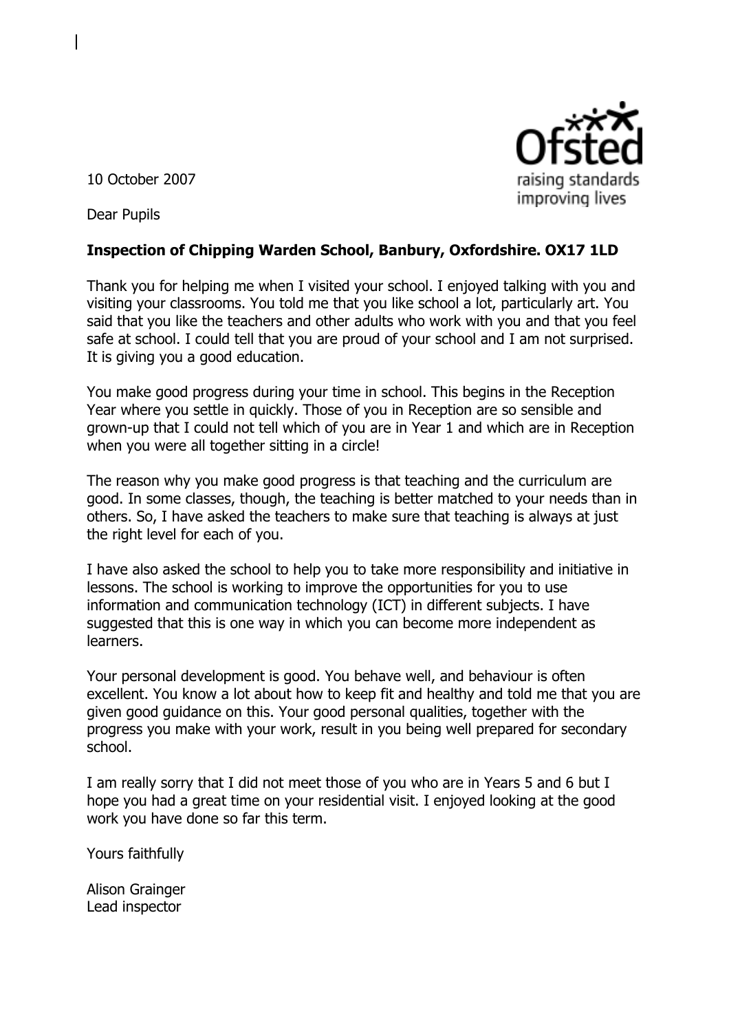10 October 2007

Dear Pupils

**Inspection of Chipping Warden School, Banbury, Oxfordshire. OX17 1LD**

Thank you for helping me when I visited your school. I enjoyed talking with you and visiting your classrooms. You told me that you like school a lot, particularly art. You said that you like the teachers and other adults who work with you and that you feel safe at school. I could tell that you are proud of your school and I am not surprised. It is giving you a good education.

You make good progress during your time in school. This begins in the Reception Year where you settle in quickly. Those of you in Reception are so sensible and grown-up that I could not tell which of you are in Year 1 and which are in Reception when you were all together sitting in a circle!

The reason why you make good progress is that teaching and the curriculum are good. In some classes, though, the teaching is better matched to your needs than in others. So, I have asked the teachers to make sure that teaching is always at just the right level for each of you.

I have also asked the school to help you to take more responsibility and initiative in lessons. The school is working to improve the opportunities for you to use information and communication technology (ICT) in different subjects. I have suggested that this is one way in which you can become more independent as learners.

Your personal development is good. You behave well, and behaviour is often excellent. You know a lot about how to keep fit and healthy and told me that you are given good guidance on this. Your good personal qualities, together with the progress you make with your work, result in you being well prepared for secondary school.

I am really sorry that I did not meet those of you who are in Years 5 and 6 but I hope you had a great time on your residential visit. I enjoyed looking at the good work you have done so far this term.

Yours faithfully

Alison Grainger
Lead inspector